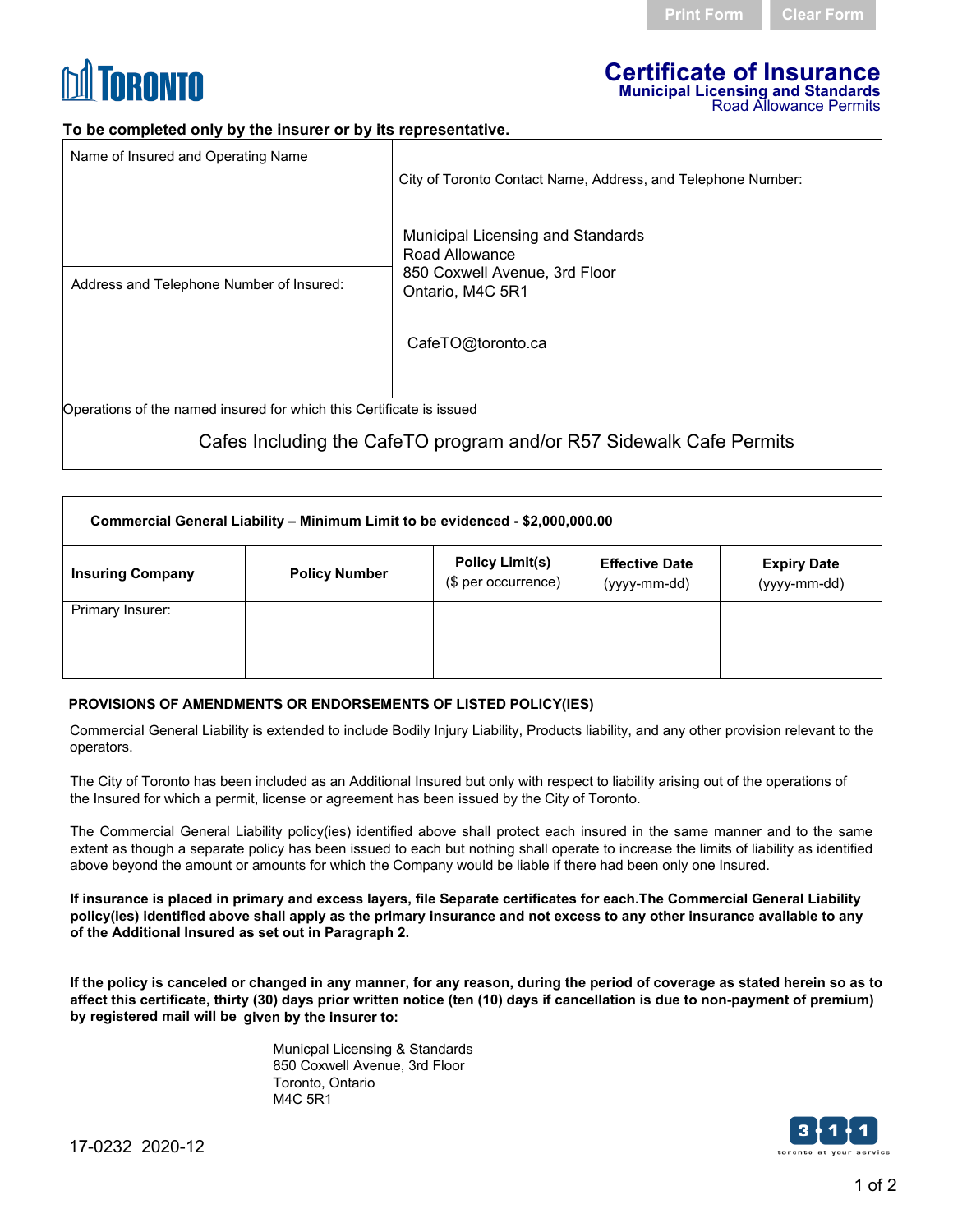Print Form | Clear Form

TORONTO

# Certificate of Insurance

## Municipal Licensing and Standards

Road Allowance Permits

**To be completed only by the insurer or by its representative.**

| Name of Insured and Operating Name | City of Toronto Contact Name, Address, and Telephone Number: |
|---|---|
| | Municipal Licensing and Standards<br>Road Allowance<br>850 Coxwell Avenue, 3rd Floor<br>Ontario, M4C 5R1 |
| Address and Telephone Number of Insured: | CafeTO@toronto.ca |

Operations of the named insured for which this Certificate is issued

Cafes Including the CafeTO program and/or R57 Sidewalk Cafe Permits

**Commercial General Liability – Minimum Limit to be evidenced - $2,000,000.00**

| Insuring Company | Policy Number | Policy Limit(s) ($ per occurrence) | Effective Date (yyyy-mm-dd) | Expiry Date (yyyy-mm-dd) |
|---|---|---|---|---|
| Primary Insurer: | | | | |

**PROVISIONS OF AMENDMENTS OR ENDORSEMENTS OF LISTED POLICY(IES)**

Commercial General Liability is extended to include Bodily Injury Liability, Products liability, and any other provision relevant to the operators.

The City of Toronto has been included as an Additional Insured but only with respect to liability arising out of the operations of the Insured for which a permit, license or agreement has been issued by the City of Toronto.

The Commercial General Liability policy(ies) identified above shall protect each insured in the same manner and to the same extent as though a separate policy has been issued to each but nothing shall operate to increase the limits of liability as identified above beyond the amount or amounts for which the Company would be liable if there had been only one Insured.

**If insurance is placed in primary and excess layers, file Separate certificates for each.The Commercial General Liability policy(ies) identified above shall apply as the primary insurance and not excess to any other insurance available to any of the Additional Insured as set out in Paragraph 2.**

**If the policy is canceled or changed in any manner, for any reason, during the period of coverage as stated herein so as to affect this certificate, thirty (30) days prior written notice (ten (10) days if cancellation is due to non-payment of premium) by registered mail will be given by the insurer to:**

Municpal Licensing & Standards
850 Coxwell Avenue, 3rd Floor
Toronto, Ontario
M4C 5R1

17-0232 2020-12

311 toronto at your service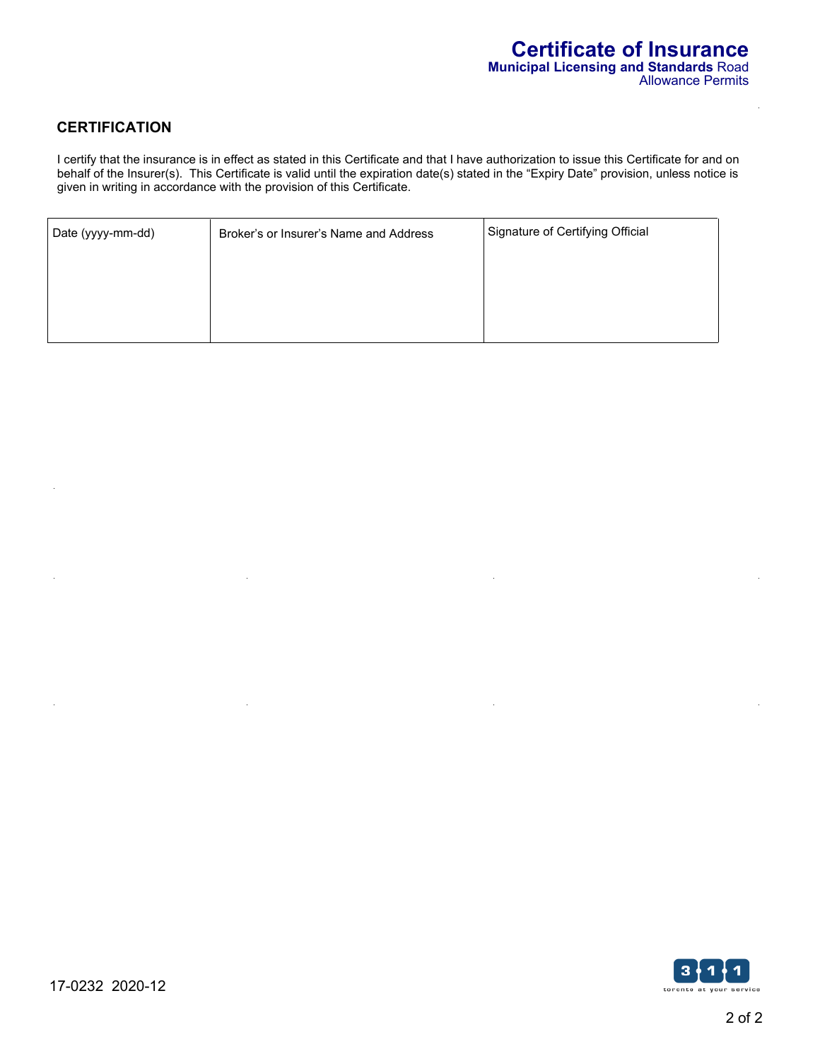# Certificate of Insurance

**Municipal Licensing and Standards** Road Allowance Permits

## CERTIFICATION

I certify that the insurance is in effect as stated in this Certificate and that I have authorization to issue this Certificate for and on behalf of the Insurer(s). This Certificate is valid until the expiration date(s) stated in the "Expiry Date" provision, unless notice is given in writing in accordance with the provision of this Certificate.

| Date (yyyy-mm-dd) | Broker's or Insurer's Name and Address | Signature of Certifying Official |
| --- | --- | --- |
| | | |

17-0232 2020-12